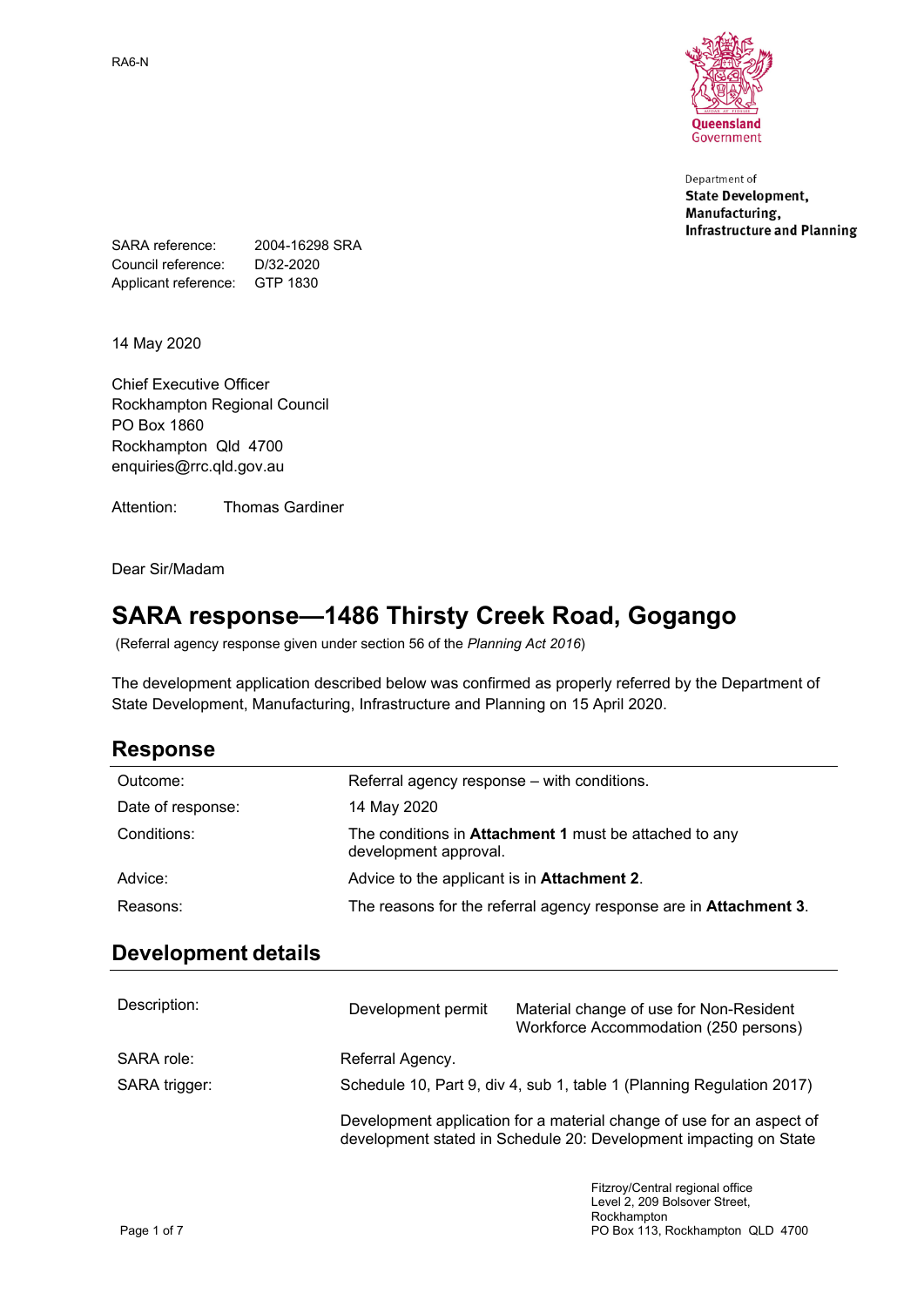RA6-N

Department of
**State Development, Manufacturing, Infrastructure and Planning**

SARA reference: 2004-16298 SRA
Council reference: D/32-2020
Applicant reference: GTP 1830

14 May 2020

Chief Executive Officer
Rockhampton Regional Council
PO Box 1860
Rockhampton Qld 4700
enquiries@rrc.qld.gov.au

Attention: Thomas Gardiner

Dear Sir/Madam

# SARA response—1486 Thirsty Creek Road, Gogango

(Referral agency response given under section 56 of the *Planning Act 2016*)

The development application described below was confirmed as properly referred by the Department of State Development, Manufacturing, Infrastructure and Planning on 15 April 2020.

## Response

| | |
|---|---|
| Outcome: | Referral agency response – with conditions. |
| Date of response: | 14 May 2020 |
| Conditions: | The conditions in **Attachment 1** must be attached to any development approval. |
| Advice: | Advice to the applicant is in **Attachment 2**. |
| Reasons: | The reasons for the referral agency response are in **Attachment 3**. |

## Development details

| | | |
|---|---|---|
| Description: | Development permit | Material change of use for Non-Resident Workforce Accommodation (250 persons) |
| SARA role: | Referral Agency. | |
| SARA trigger: | Schedule 10, Part 9, div 4, sub 1, table 1 (Planning Regulation 2017)<br><br>Development application for a material change of use for an aspect of development stated in Schedule 20: Development impacting on State | |

Fitzroy/Central regional office
Level 2, 209 Bolsover Street, Rockhampton
PO Box 113, Rockhampton QLD 4700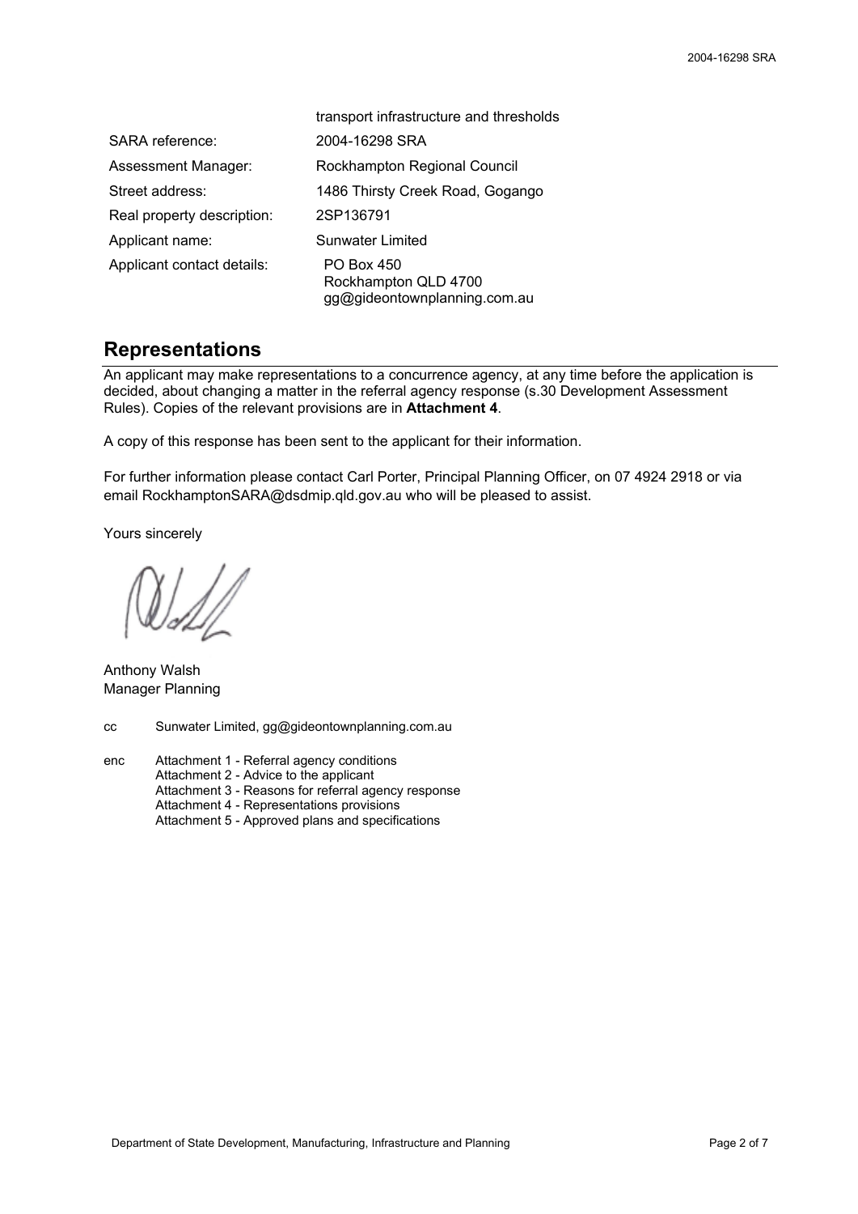| | |
|---|---|
| | transport infrastructure and thresholds |
| SARA reference: | 2004-16298 SRA |
| Assessment Manager: | Rockhampton Regional Council |
| Street address: | 1486 Thirsty Creek Road, Gogango |
| Real property description: | 2SP136791 |
| Applicant name: | Sunwater Limited |
| Applicant contact details: | PO Box 450<br>Rockhampton QLD 4700<br>gg@gideontownplanning.com.au |

## Representations

An applicant may make representations to a concurrence agency, at any time before the application is decided, about changing a matter in the referral agency response (s.30 Development Assessment Rules). Copies of the relevant provisions are in **Attachment 4**.

A copy of this response has been sent to the applicant for their information.

For further information please contact Carl Porter, Principal Planning Officer, on 07 4924 2918 or via email RockhamptonSARA@dsdmip.qld.gov.au who will be pleased to assist.

Yours sincerely

Anthony Walsh
Manager Planning

cc Sunwater Limited, gg@gideontownplanning.com.au

enc Attachment 1 - Referral agency conditions
Attachment 2 - Advice to the applicant
Attachment 3 - Reasons for referral agency response
Attachment 4 - Representations provisions
Attachment 5 - Approved plans and specifications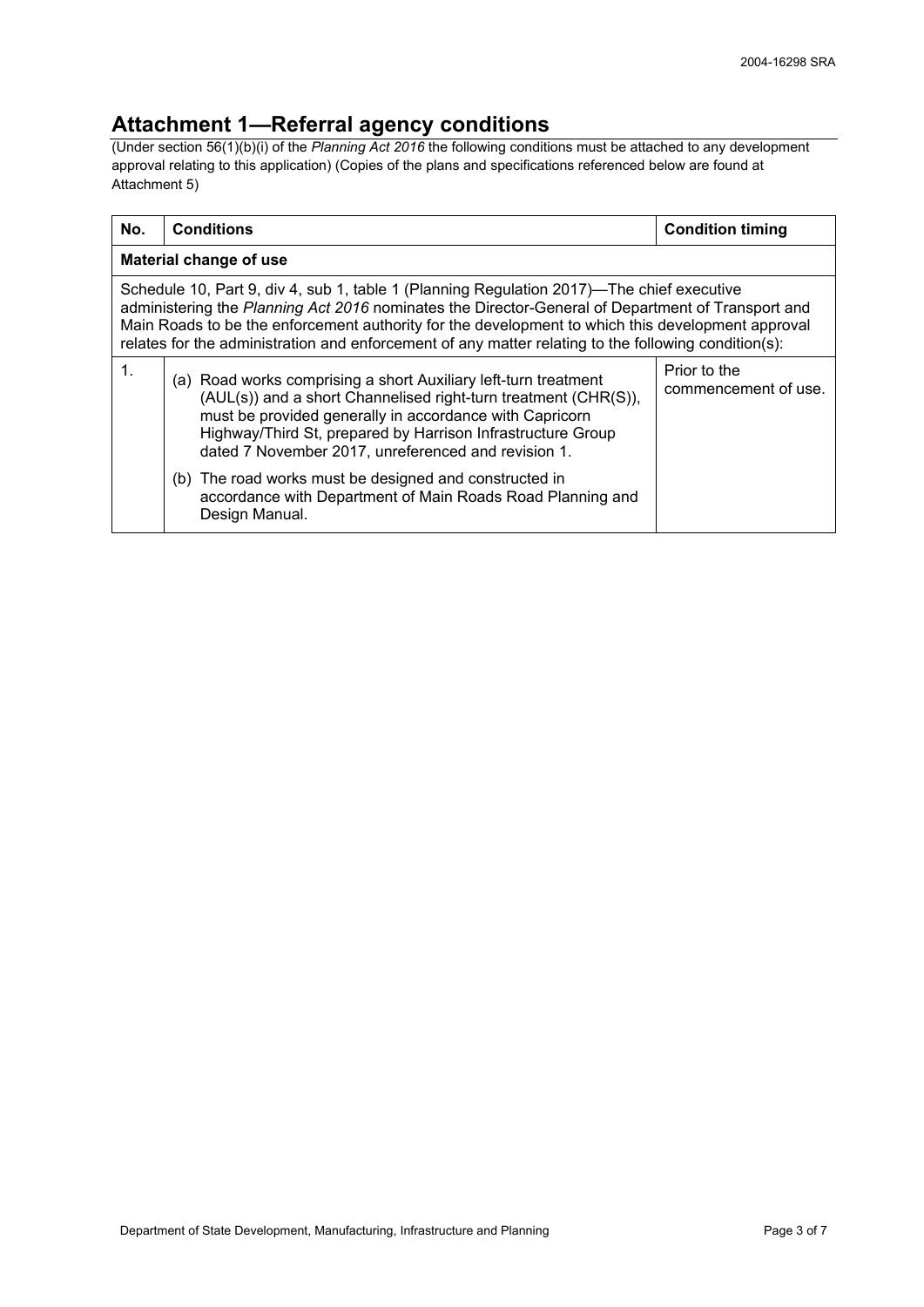# Attachment 1—Referral agency conditions

(Under section 56(1)(b)(i) of the *Planning Act 2016* the following conditions must be attached to any development approval relating to this application) (Copies of the plans and specifications referenced below are found at Attachment 5)

| No. | Conditions | Condition timing |
|---|---|---|
| **Material change of use** | | |
| Schedule 10, Part 9, div 4, sub 1, table 1 (Planning Regulation 2017)—The chief executive administering the *Planning Act 2016* nominates the Director-General of Department of Transport and Main Roads to be the enforcement authority for the development to which this development approval relates for the administration and enforcement of any matter relating to the following condition(s): | | |
| 1. | (a) Road works comprising a short Auxiliary left-turn treatment (AUL(s)) and a short Channelised right-turn treatment (CHR(S)), must be provided generally in accordance with Capricorn Highway/Third St, prepared by Harrison Infrastructure Group dated 7 November 2017, unreferenced and revision 1.<br><br>(b) The road works must be designed and constructed in accordance with Department of Main Roads Road Planning and Design Manual. | Prior to the commencement of use. |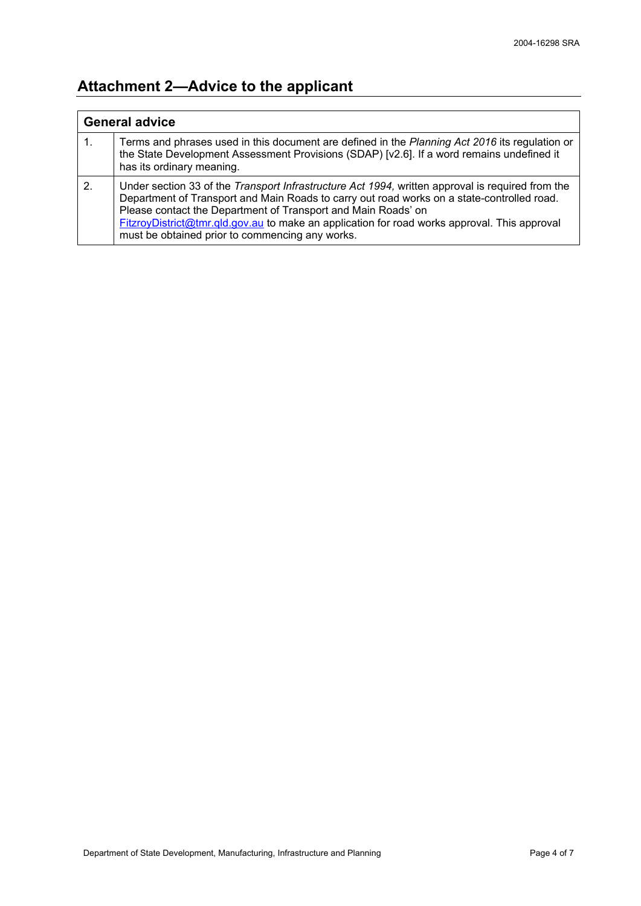## Attachment 2—Advice to the applicant

| General advice | |
|---|---|
| 1. | Terms and phrases used in this document are defined in the *Planning Act 2016* its regulation or the State Development Assessment Provisions (SDAP) [v2.6]. If a word remains undefined it has its ordinary meaning. |
| 2. | Under section 33 of the *Transport Infrastructure Act 1994,* written approval is required from the Department of Transport and Main Roads to carry out road works on a state-controlled road. Please contact the Department of Transport and Main Roads' on FitzroyDistrict@tmr.qld.gov.au to make an application for road works approval. This approval must be obtained prior to commencing any works. |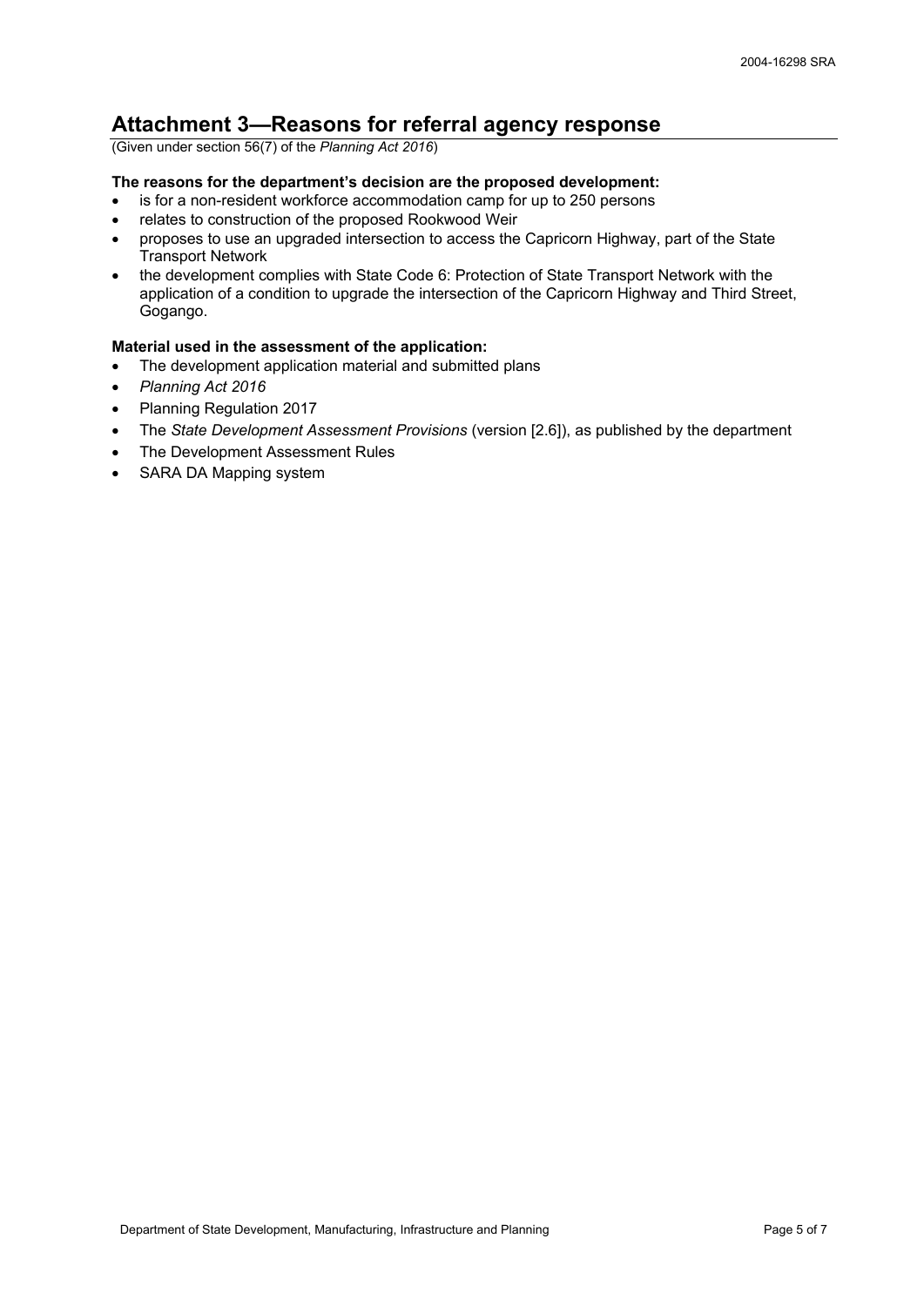# Attachment 3—Reasons for referral agency response

(Given under section 56(7) of the *Planning Act 2016*)

**The reasons for the department's decision are the proposed development:**

- is for a non-resident workforce accommodation camp for up to 250 persons
- relates to construction of the proposed Rookwood Weir
- proposes to use an upgraded intersection to access the Capricorn Highway, part of the State Transport Network
- the development complies with State Code 6: Protection of State Transport Network with the application of a condition to upgrade the intersection of the Capricorn Highway and Third Street, Gogango.

**Material used in the assessment of the application:**

- The development application material and submitted plans
- *Planning Act 2016*
- Planning Regulation 2017
- The *State Development Assessment Provisions* (version [2.6]), as published by the department
- The Development Assessment Rules
- SARA DA Mapping system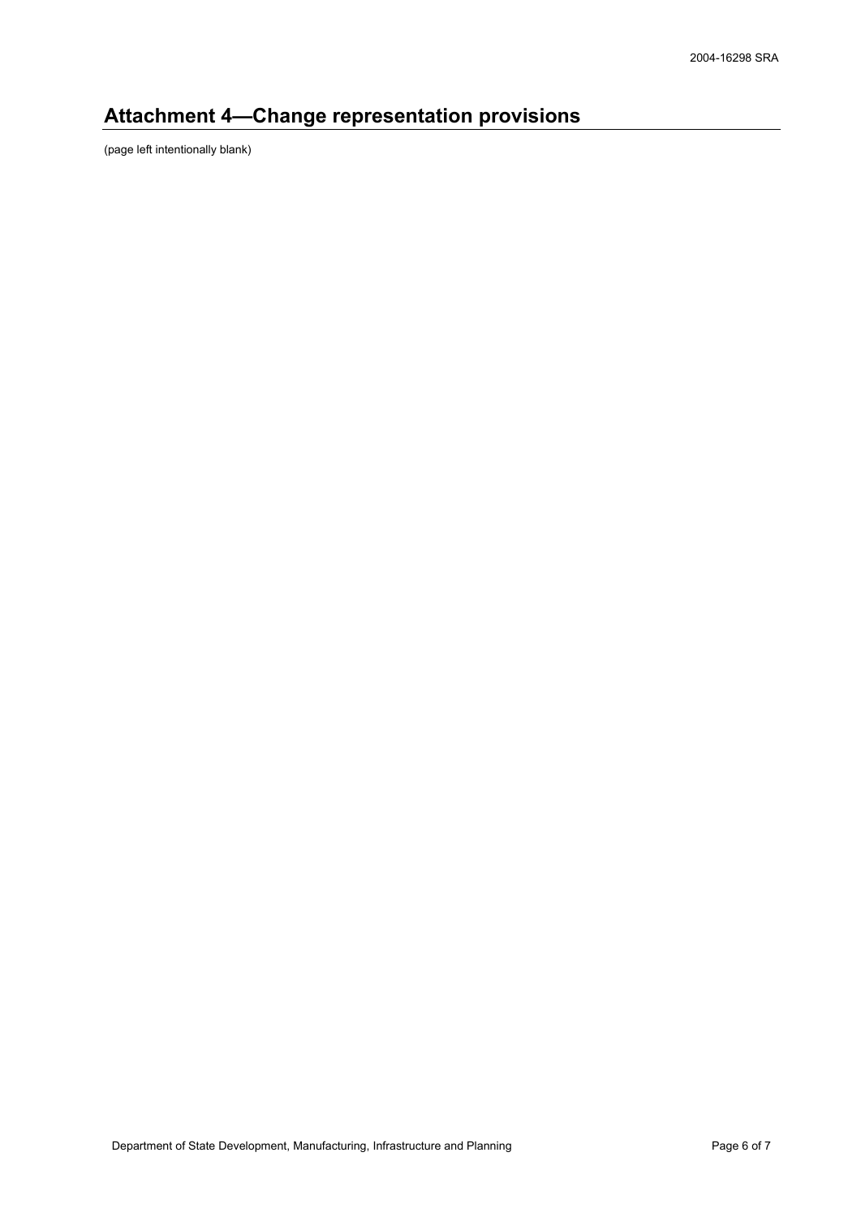# Attachment 4—Change representation provisions

(page left intentionally blank)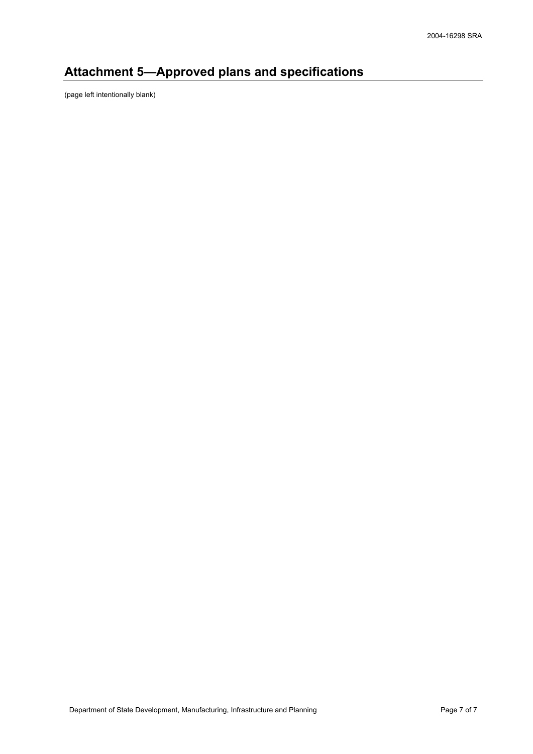# Attachment 5—Approved plans and specifications

(page left intentionally blank)